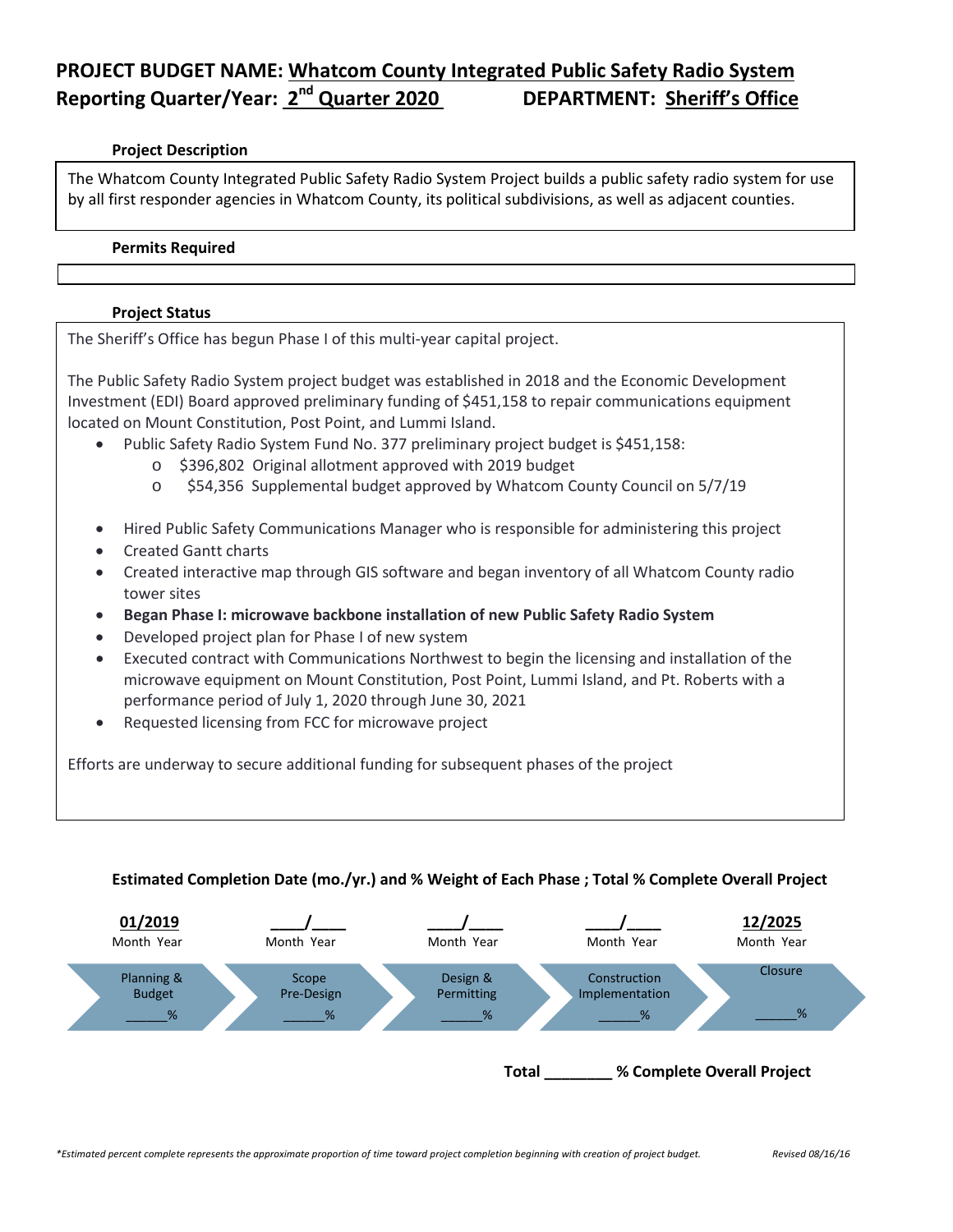# PROJECT BUDGET NAME: Whatcom County Integrated Public Safety Radio System

## Reporting Quarter/Year: 2nd Quarter 2020 DEPARTMENT: Sheriff's Office

### Project Description

The Whatcom County Integrated Public Safety Radio System Project builds a public safety radio system for use by all first responder agencies in Whatcom County, its political subdivisions, as well as adjacent counties.

### Permits Required

### Project Status

The Sheriff's Office has begun Phase I of this multi-year capital project.

The Public Safety Radio System project budget was established in 2018 and the Economic Development Investment (EDI) Board approved preliminary funding of $451,158 to repair communications equipment located on Mount Constitution, Post Point, and Lummi Island.

- Public Safety Radio System Fund No. 377 preliminary project budget is $451,158:
  - $396,802 Original allotment approved with 2019 budget
  - $54,356 Supplemental budget approved by Whatcom County Council on 5/7/19
- Hired Public Safety Communications Manager who is responsible for administering this project
- Created Gantt charts
- Created interactive map through GIS software and began inventory of all Whatcom County radio tower sites
- **Began Phase I: microwave backbone installation of new Public Safety Radio System**
- Developed project plan for Phase I of new system
- Executed contract with Communications Northwest to begin the licensing and installation of the microwave equipment on Mount Constitution, Post Point, Lummi Island, and Pt. Roberts with a performance period of July 1, 2020 through June 30, 2021
- Requested licensing from FCC for microwave project

Efforts are underway to secure additional funding for subsequent phases of the project

### Estimated Completion Date (mo./yr.) and % Weight of Each Phase ; Total % Complete Overall Project

| 01/2019 | \_\_\_\_/\_\_\_\_ | \_\_\_\_/\_\_\_\_ | \_\_\_\_/\_\_\_\_ | 12/2025 |
|---|---|---|---|---|
| Month Year | Month Year | Month Year | Month Year | Month Year |
| Planning & Budget \_\_\_\_\_\_% | Scope Pre-Design \_\_\_\_\_\_% | Design & Permitting \_\_\_\_\_\_% | Construction Implementation \_\_\_\_\_\_% | Closure \_\_\_\_\_\_% |

**Total \_\_\_\_\_\_\_\_ % Complete Overall Project**

*\*Estimated percent complete represents the approximate proportion of time toward project completion beginning with creation of project budget.* *Revised 08/16/16*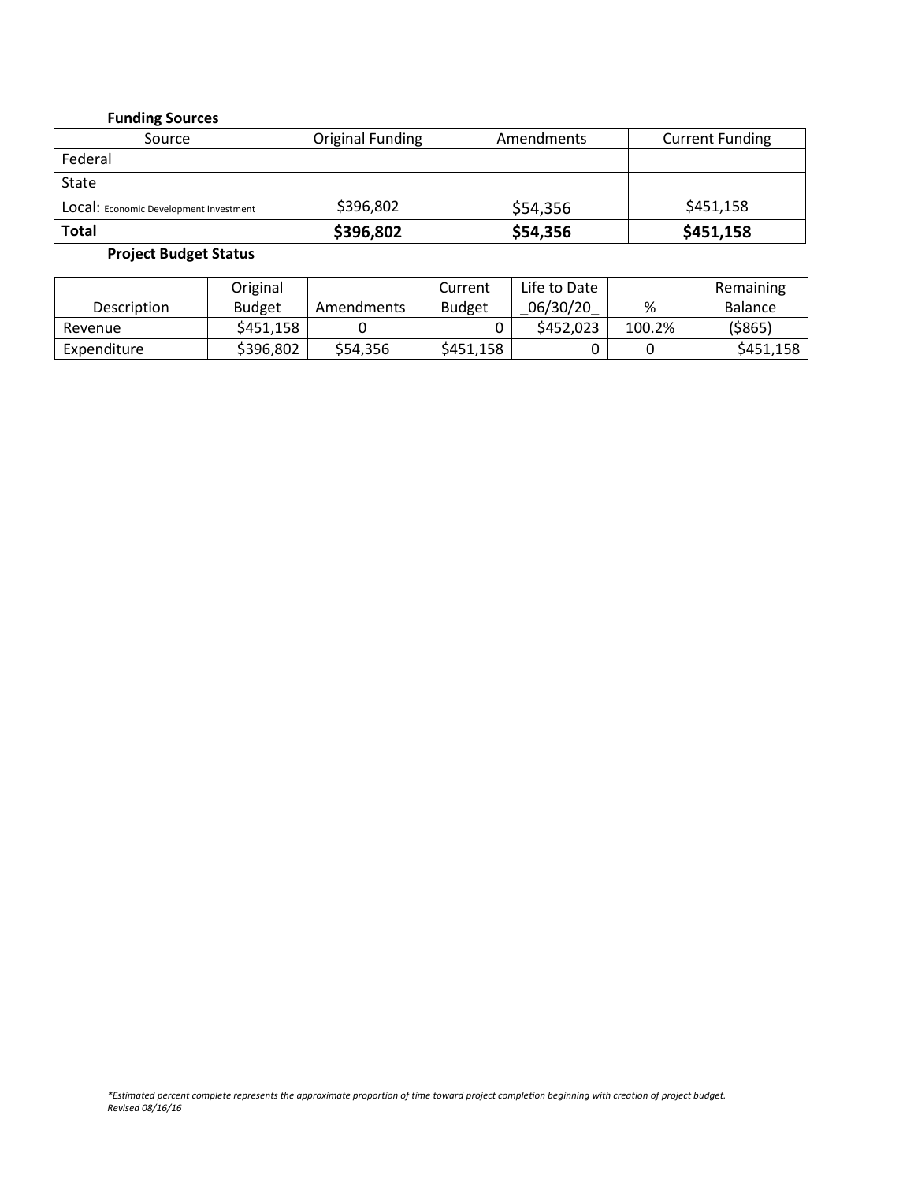**Funding Sources**

| Source | Original Funding | Amendments | Current Funding |
|---|---|---|---|
| Federal | | | |
| State | | | |
| Local: Economic Development Investment | $396,802 | $54,356 | $451,158 |
| **Total** | **$396,802** | **$54,356** | **$451,158** |

**Project Budget Status**

| Description | Original Budget | Amendments | Current Budget | Life to Date _06/30/20_ | % | Remaining Balance |
|---|---|---|---|---|---|---|
| Revenue | $451,158 | 0 | 0 | $452,023 | 100.2% | ($865) |
| Expenditure | $396,802 | $54,356 | $451,158 | 0 | 0 | $451,158 |

*\*Estimated percent complete represents the approximate proportion of time toward project completion beginning with creation of project budget.*
*Revised 08/16/16*